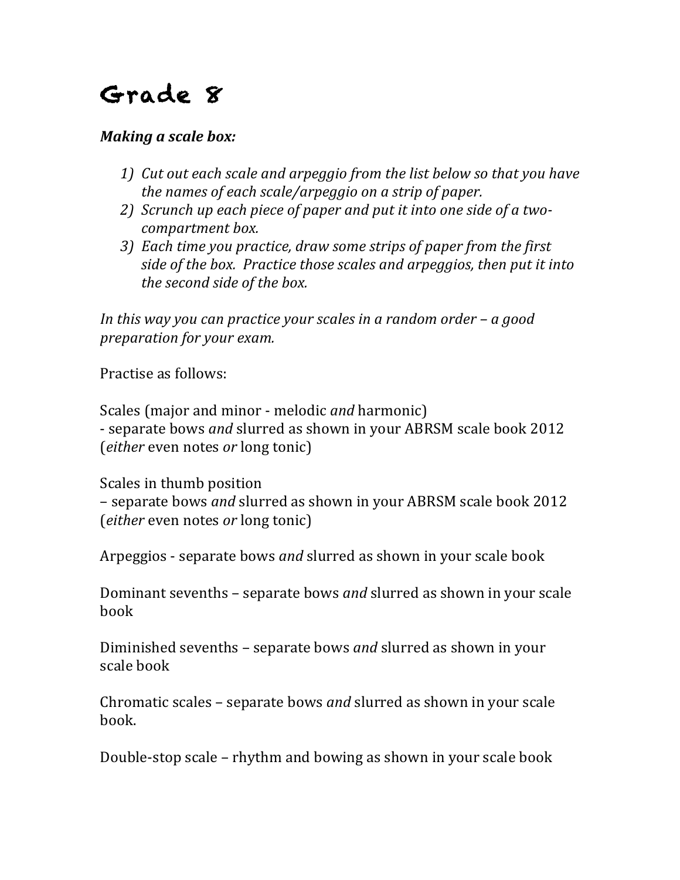# Grade 8

***Making a scale box:***

1) *Cut out each scale and arpeggio from the list below so that you have the names of each scale/arpeggio on a strip of paper.*
2) *Scrunch up each piece of paper and put it into one side of a two-compartment box.*
3) *Each time you practice, draw some strips of paper from the first side of the box. Practice those scales and arpeggios, then put it into the second side of the box.*

*In this way you can practice your scales in a random order – a good preparation for your exam.*

Practise as follows:

Scales (major and minor - melodic *and* harmonic)
- separate bows *and* slurred as shown in your ABRSM scale book 2012 (*either* even notes *or* long tonic)

Scales in thumb position
– separate bows *and* slurred as shown in your ABRSM scale book 2012 (*either* even notes *or* long tonic)

Arpeggios - separate bows *and* slurred as shown in your scale book

Dominant sevenths – separate bows *and* slurred as shown in your scale book

Diminished sevenths – separate bows *and* slurred as shown in your scale book

Chromatic scales – separate bows *and* slurred as shown in your scale book.

Double-stop scale – rhythm and bowing as shown in your scale book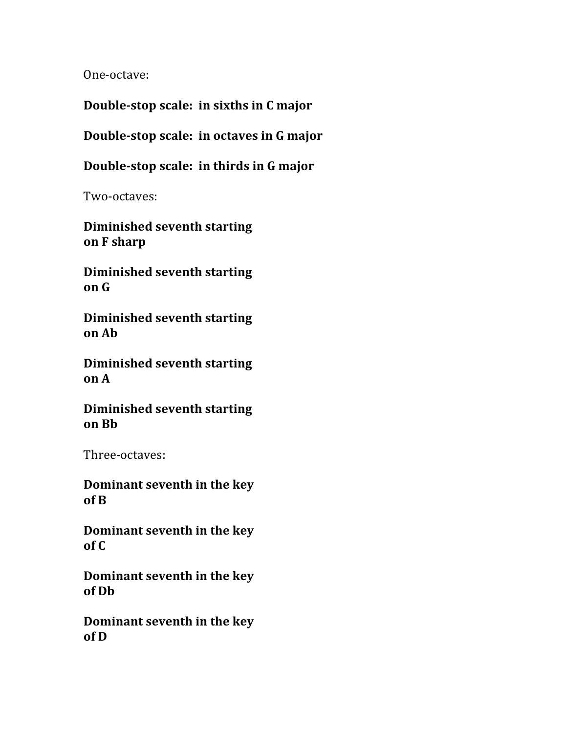One-octave:

**Double-stop scale: in sixths in C major**

**Double-stop scale: in octaves in G major**

**Double-stop scale: in thirds in G major**

Two-octaves:

**Diminished seventh starting on F sharp**

**Diminished seventh starting on G**

**Diminished seventh starting on Ab**

**Diminished seventh starting on A**

**Diminished seventh starting on Bb**

Three-octaves:

**Dominant seventh in the key of B**

**Dominant seventh in the key of C**

**Dominant seventh in the key of Db**

**Dominant seventh in the key of D**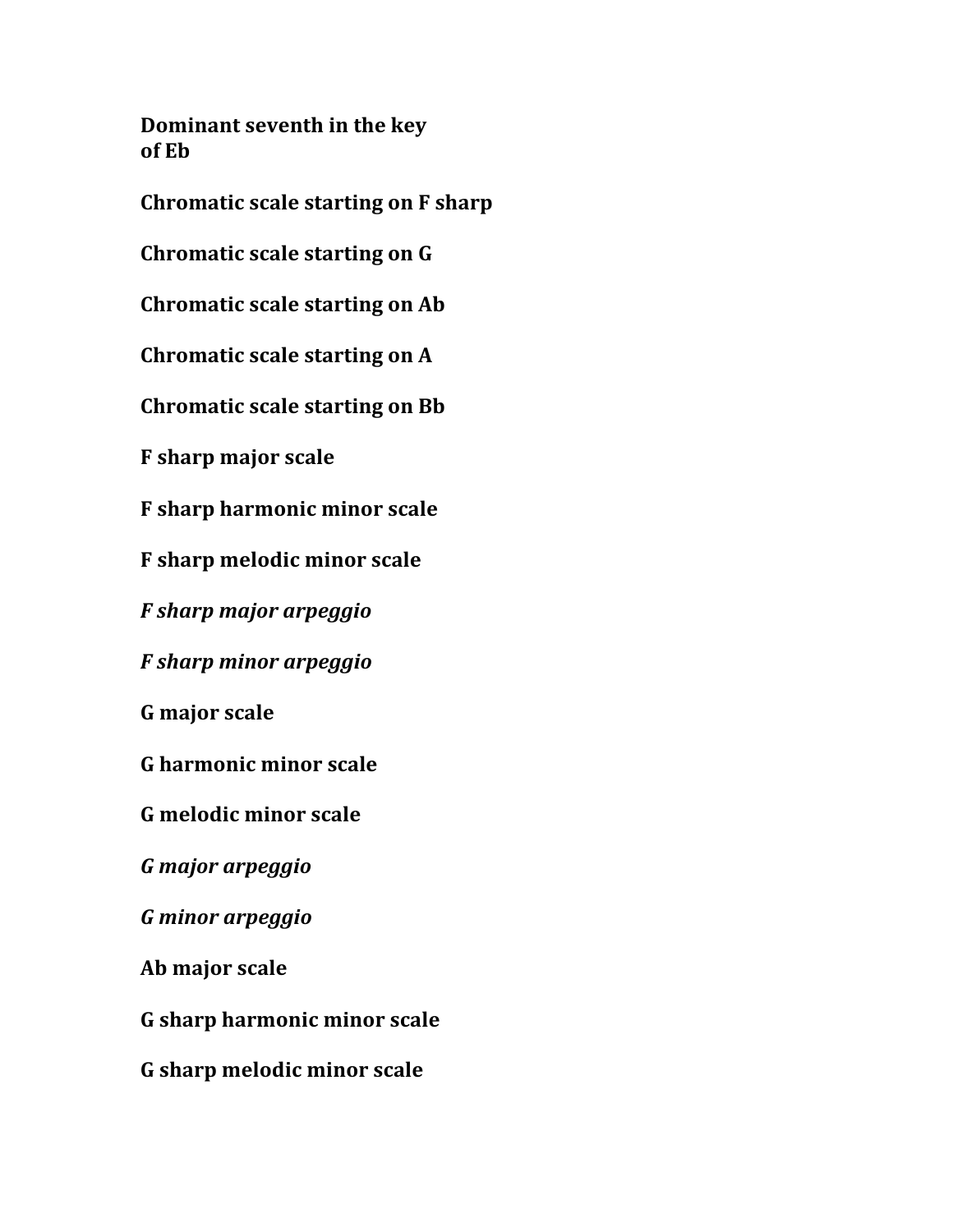**Dominant seventh in the key of Eb**

**Chromatic scale starting on F sharp**

**Chromatic scale starting on G**

**Chromatic scale starting on Ab**

**Chromatic scale starting on A**

**Chromatic scale starting on Bb**

**F sharp major scale**

**F sharp harmonic minor scale**

**F sharp melodic minor scale**

***F sharp major arpeggio***

***F sharp minor arpeggio***

**G major scale**

**G harmonic minor scale**

**G melodic minor scale**

***G major arpeggio***

***G minor arpeggio***

**Ab major scale**

**G sharp harmonic minor scale**

**G sharp melodic minor scale**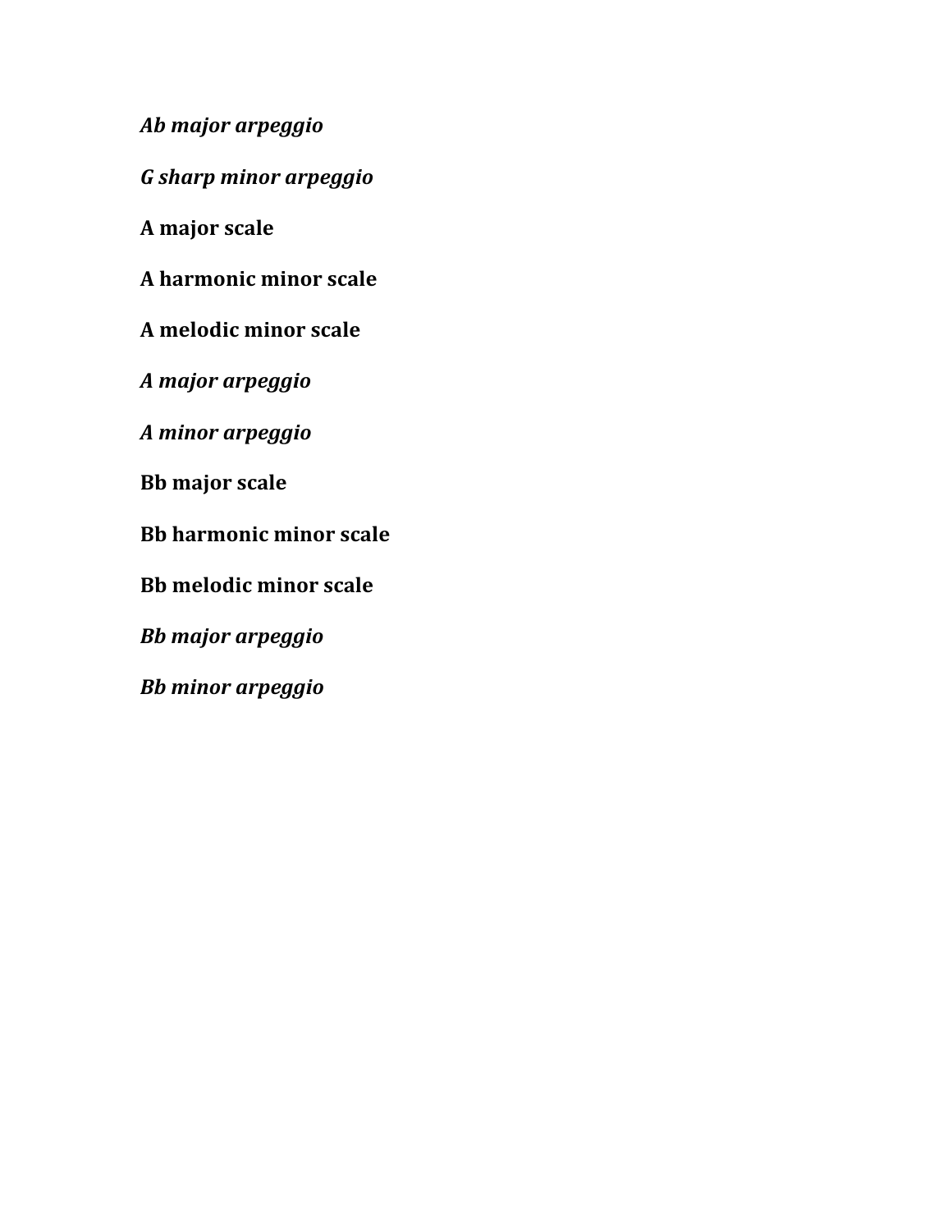***Ab major arpeggio***

***G sharp minor arpeggio***

**A major scale**

**A harmonic minor scale**

**A melodic minor scale**

***A major arpeggio***

***A minor arpeggio***

**Bb major scale**

**Bb harmonic minor scale**

**Bb melodic minor scale**

***Bb major arpeggio***

***Bb minor arpeggio***